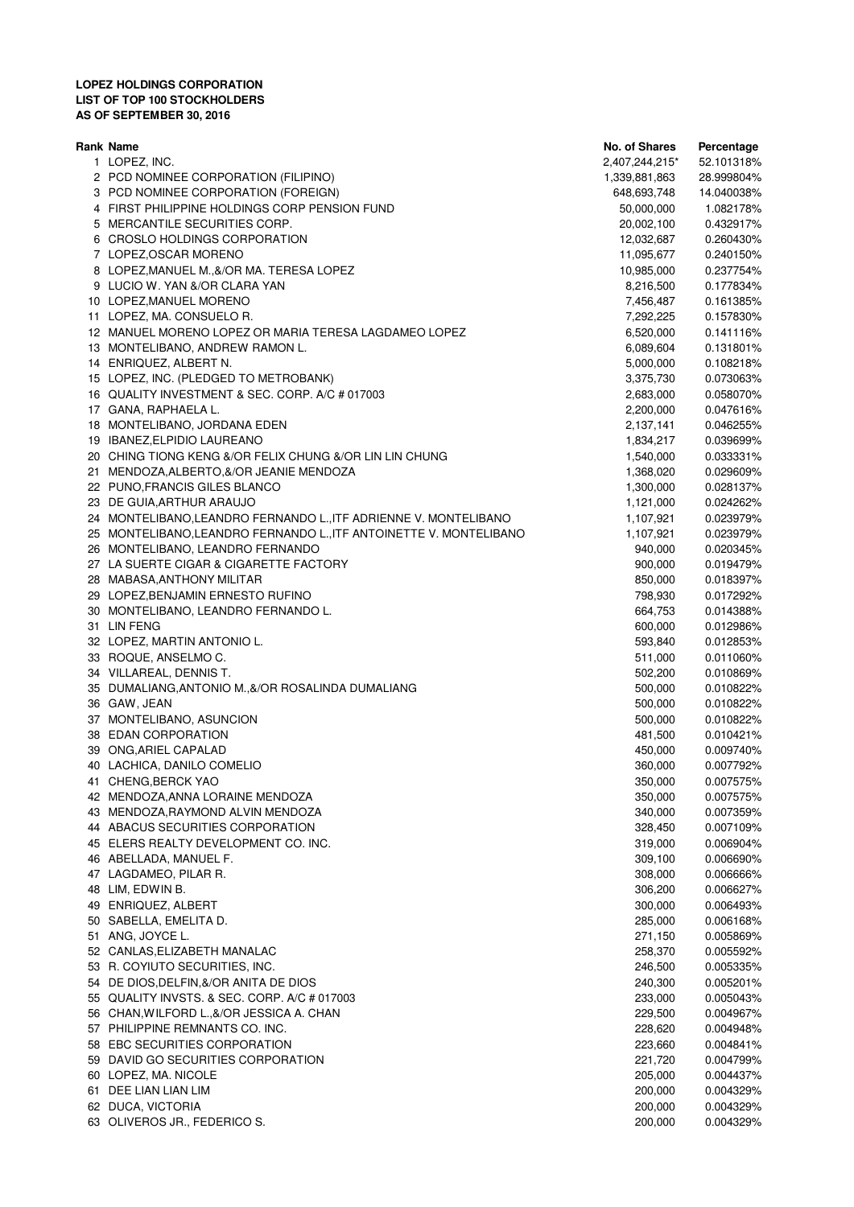**LOPEZ HOLDINGS CORPORATION**
**LIST OF TOP 100 STOCKHOLDERS**
**AS OF SEPTEMBER 30, 2016**

| Rank | Name | No. of Shares | Percentage |
|---|---|---|---|
| 1 | LOPEZ, INC. | 2,407,244,215* | 52.101318% |
| 2 | PCD NOMINEE CORPORATION (FILIPINO) | 1,339,881,863 | 28.999804% |
| 3 | PCD NOMINEE CORPORATION (FOREIGN) | 648,693,748 | 14.040038% |
| 4 | FIRST PHILIPPINE HOLDINGS CORP PENSION FUND | 50,000,000 | 1.082178% |
| 5 | MERCANTILE SECURITIES CORP. | 20,002,100 | 0.432917% |
| 6 | CROSLO HOLDINGS CORPORATION | 12,032,687 | 0.260430% |
| 7 | LOPEZ,OSCAR MORENO | 11,095,677 | 0.240150% |
| 8 | LOPEZ,MANUEL M.,&/OR MA. TERESA LOPEZ | 10,985,000 | 0.237754% |
| 9 | LUCIO W. YAN &/OR CLARA YAN | 8,216,500 | 0.177834% |
| 10 | LOPEZ,MANUEL MORENO | 7,456,487 | 0.161385% |
| 11 | LOPEZ, MA. CONSUELO R. | 7,292,225 | 0.157830% |
| 12 | MANUEL MORENO LOPEZ OR MARIA TERESA LAGDAMEO LOPEZ | 6,520,000 | 0.141116% |
| 13 | MONTELIBANO, ANDREW RAMON L. | 6,089,604 | 0.131801% |
| 14 | ENRIQUEZ, ALBERT N. | 5,000,000 | 0.108218% |
| 15 | LOPEZ, INC. (PLEDGED TO METROBANK) | 3,375,730 | 0.073063% |
| 16 | QUALITY INVESTMENT & SEC. CORP. A/C # 017003 | 2,683,000 | 0.058070% |
| 17 | GANA, RAPHAELA L. | 2,200,000 | 0.047616% |
| 18 | MONTELIBANO, JORDANA EDEN | 2,137,141 | 0.046255% |
| 19 | IBANEZ,ELPIDIO LAUREANO | 1,834,217 | 0.039699% |
| 20 | CHING TIONG KENG &/OR FELIX CHUNG &/OR LIN LIN CHUNG | 1,540,000 | 0.033331% |
| 21 | MENDOZA,ALBERTO,&/OR JEANIE MENDOZA | 1,368,020 | 0.029609% |
| 22 | PUNO,FRANCIS GILES BLANCO | 1,300,000 | 0.028137% |
| 23 | DE GUIA,ARTHUR ARAUJO | 1,121,000 | 0.024262% |
| 24 | MONTELIBANO,LEANDRO FERNANDO L.,ITF ADRIENNE V. MONTELIBANO | 1,107,921 | 0.023979% |
| 25 | MONTELIBANO,LEANDRO FERNANDO L.,ITF ANTOINETTE V. MONTELIBANO | 1,107,921 | 0.023979% |
| 26 | MONTELIBANO, LEANDRO FERNANDO | 940,000 | 0.020345% |
| 27 | LA SUERTE CIGAR & CIGARETTE FACTORY | 900,000 | 0.019479% |
| 28 | MABASA,ANTHONY MILITAR | 850,000 | 0.018397% |
| 29 | LOPEZ,BENJAMIN ERNESTO RUFINO | 798,930 | 0.017292% |
| 30 | MONTELIBANO, LEANDRO FERNANDO L. | 664,753 | 0.014388% |
| 31 | LIN FENG | 600,000 | 0.012986% |
| 32 | LOPEZ, MARTIN ANTONIO L. | 593,840 | 0.012853% |
| 33 | ROQUE, ANSELMO C. | 511,000 | 0.011060% |
| 34 | VILLAREAL, DENNIS T. | 502,200 | 0.010869% |
| 35 | DUMALIANG,ANTONIO M.,&/OR ROSALINDA DUMALIANG | 500,000 | 0.010822% |
| 36 | GAW, JEAN | 500,000 | 0.010822% |
| 37 | MONTELIBANO, ASUNCION | 500,000 | 0.010822% |
| 38 | EDAN CORPORATION | 481,500 | 0.010421% |
| 39 | ONG,ARIEL CAPALAD | 450,000 | 0.009740% |
| 40 | LACHICA, DANILO COMELIO | 360,000 | 0.007792% |
| 41 | CHENG,BERCK YAO | 350,000 | 0.007575% |
| 42 | MENDOZA,ANNA LORAINE MENDOZA | 350,000 | 0.007575% |
| 43 | MENDOZA,RAYMOND ALVIN MENDOZA | 340,000 | 0.007359% |
| 44 | ABACUS SECURITIES CORPORATION | 328,450 | 0.007109% |
| 45 | ELERS REALTY DEVELOPMENT CO. INC. | 319,000 | 0.006904% |
| 46 | ABELLADA, MANUEL F. | 309,100 | 0.006690% |
| 47 | LAGDAMEO, PILAR R. | 308,000 | 0.006666% |
| 48 | LIM, EDWIN B. | 306,200 | 0.006627% |
| 49 | ENRIQUEZ, ALBERT | 300,000 | 0.006493% |
| 50 | SABELLA, EMELITA D. | 285,000 | 0.006168% |
| 51 | ANG, JOYCE L. | 271,150 | 0.005869% |
| 52 | CANLAS,ELIZABETH MANALAC | 258,370 | 0.005592% |
| 53 | R. COYIUTO SECURITIES, INC. | 246,500 | 0.005335% |
| 54 | DE DIOS,DELFIN,&/OR ANITA DE DIOS | 240,300 | 0.005201% |
| 55 | QUALITY INVSTS. & SEC. CORP. A/C # 017003 | 233,000 | 0.005043% |
| 56 | CHAN,WILFORD L.,&/OR JESSICA A. CHAN | 229,500 | 0.004967% |
| 57 | PHILIPPINE REMNANTS CO. INC. | 228,620 | 0.004948% |
| 58 | EBC SECURITIES CORPORATION | 223,660 | 0.004841% |
| 59 | DAVID GO SECURITIES CORPORATION | 221,720 | 0.004799% |
| 60 | LOPEZ, MA. NICOLE | 205,000 | 0.004437% |
| 61 | DEE LIAN LIAN LIM | 200,000 | 0.004329% |
| 62 | DUCA, VICTORIA | 200,000 | 0.004329% |
| 63 | OLIVEROS JR., FEDERICO S. | 200,000 | 0.004329% |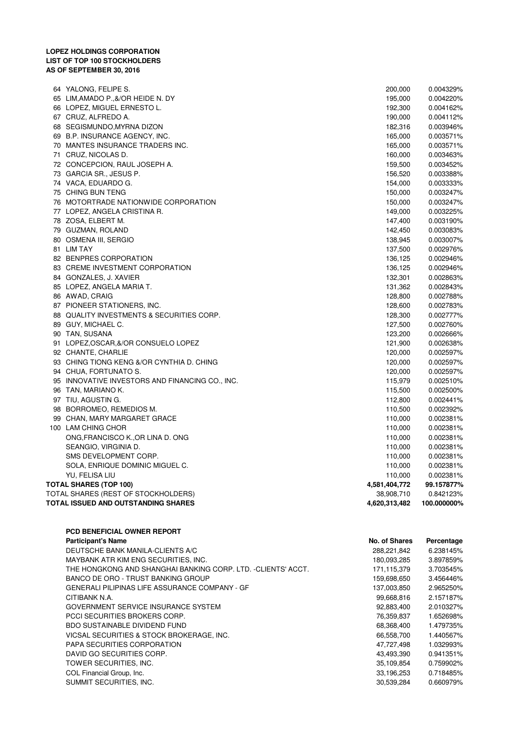**LOPEZ HOLDINGS CORPORATION**
**LIST OF TOP 100 STOCKHOLDERS**
**AS OF SEPTEMBER 30, 2016**

| No. | Name | Shares | Percentage |
|---|---|---|---|
| 64 | YALONG, FELIPE S. | 200,000 | 0.004329% |
| 65 | LIM,AMADO P.,&/OR HEIDE N. DY | 195,000 | 0.004220% |
| 66 | LOPEZ, MIGUEL ERNESTO L. | 192,300 | 0.004162% |
| 67 | CRUZ, ALFREDO A. | 190,000 | 0.004112% |
| 68 | SEGISMUNDO,MYRNA DIZON | 182,316 | 0.003946% |
| 69 | B.P. INSURANCE AGENCY, INC. | 165,000 | 0.003571% |
| 70 | MANTES INSURANCE TRADERS INC. | 165,000 | 0.003571% |
| 71 | CRUZ, NICOLAS D. | 160,000 | 0.003463% |
| 72 | CONCEPCION, RAUL JOSEPH A. | 159,500 | 0.003452% |
| 73 | GARCIA SR., JESUS P. | 156,520 | 0.003388% |
| 74 | VACA, EDUARDO G. | 154,000 | 0.003333% |
| 75 | CHING BUN TENG | 150,000 | 0.003247% |
| 76 | MOTORTRADE NATIONWIDE CORPORATION | 150,000 | 0.003247% |
| 77 | LOPEZ, ANGELA CRISTINA R. | 149,000 | 0.003225% |
| 78 | ZOSA, ELBERT M. | 147,400 | 0.003190% |
| 79 | GUZMAN, ROLAND | 142,450 | 0.003083% |
| 80 | OSMENA III, SERGIO | 138,945 | 0.003007% |
| 81 | LIM TAY | 137,500 | 0.002976% |
| 82 | BENPRES CORPORATION | 136,125 | 0.002946% |
| 83 | CREME INVESTMENT CORPORATION | 136,125 | 0.002946% |
| 84 | GONZALES, J. XAVIER | 132,301 | 0.002863% |
| 85 | LOPEZ, ANGELA MARIA T. | 131,362 | 0.002843% |
| 86 | AWAD, CRAIG | 128,800 | 0.002788% |
| 87 | PIONEER STATIONERS, INC. | 128,600 | 0.002783% |
| 88 | QUALITY INVESTMENTS & SECURITIES CORP. | 128,300 | 0.002777% |
| 89 | GUY, MICHAEL C. | 127,500 | 0.002760% |
| 90 | TAN, SUSANA | 123,200 | 0.002666% |
| 91 | LOPEZ,OSCAR,&/OR CONSUELO LOPEZ | 121,900 | 0.002638% |
| 92 | CHANTE, CHARLIE | 120,000 | 0.002597% |
| 93 | CHING TIONG KENG &/OR CYNTHIA D. CHING | 120,000 | 0.002597% |
| 94 | CHUA, FORTUNATO S. | 120,000 | 0.002597% |
| 95 | INNOVATIVE INVESTORS AND FINANCING CO., INC. | 115,979 | 0.002510% |
| 96 | TAN, MARIANO K. | 115,500 | 0.002500% |
| 97 | TIU, AGUSTIN G. | 112,800 | 0.002441% |
| 98 | BORROMEO, REMEDIOS M. | 110,500 | 0.002392% |
| 99 | CHAN, MARY MARGARET GRACE | 110,000 | 0.002381% |
| 100 | LAM CHING CHOR | 110,000 | 0.002381% |
| | ONG,FRANCISCO K.,OR LINA D. ONG | 110,000 | 0.002381% |
| | SEANGIO, VIRGINIA D. | 110,000 | 0.002381% |
| | SMS DEVELOPMENT CORP. | 110,000 | 0.002381% |
| | SOLA, ENRIQUE DOMINIC MIGUEL C. | 110,000 | 0.002381% |
| | YU, FELISA LIU | 110,000 | 0.002381% |
| **TOTAL SHARES (TOP 100)** | | **4,581,404,772** | **99.157877%** |
| TOTAL SHARES (REST OF STOCKHOLDERS) | | 38,908,710 | 0.842123% |
| **TOTAL ISSUED AND OUTSTANDING SHARES** | | **4,620,313,482** | **100.000000%** |

**PCD BENEFICIAL OWNER REPORT**

| **Participant's Name** | **No. of Shares** | **Percentage** |
|---|---|---|
| DEUTSCHE BANK MANILA-CLIENTS A/C | 288,221,842 | 6.238145% |
| MAYBANK ATR KIM ENG SECURITIES, INC. | 180,093,285 | 3.897859% |
| THE HONGKONG AND SHANGHAI BANKING CORP. LTD. -CLIENTS' ACCT. | 171,115,379 | 3.703545% |
| BANCO DE ORO - TRUST BANKING GROUP | 159,698,650 | 3.456446% |
| GENERALI PILIPINAS LIFE ASSURANCE COMPANY - GF | 137,003,850 | 2.965250% |
| CITIBANK N.A. | 99,668,816 | 2.157187% |
| GOVERNMENT SERVICE INSURANCE SYSTEM | 92,883,400 | 2.010327% |
| PCCI SECURITIES BROKERS CORP. | 76,359,837 | 1.652698% |
| BDO SUSTAINABLE DIVIDEND FUND | 68,368,400 | 1.479735% |
| VICSAL SECURITIES & STOCK BROKERAGE, INC. | 66,558,700 | 1.440567% |
| PAPA SECURITIES CORPORATION | 47,727,498 | 1.032993% |
| DAVID GO SECURITIES CORP. | 43,493,390 | 0.941351% |
| TOWER SECURITIES, INC. | 35,109,854 | 0.759902% |
| COL Financial Group, Inc. | 33,196,253 | 0.718485% |
| SUMMIT SECURITIES, INC. | 30,539,284 | 0.660979% |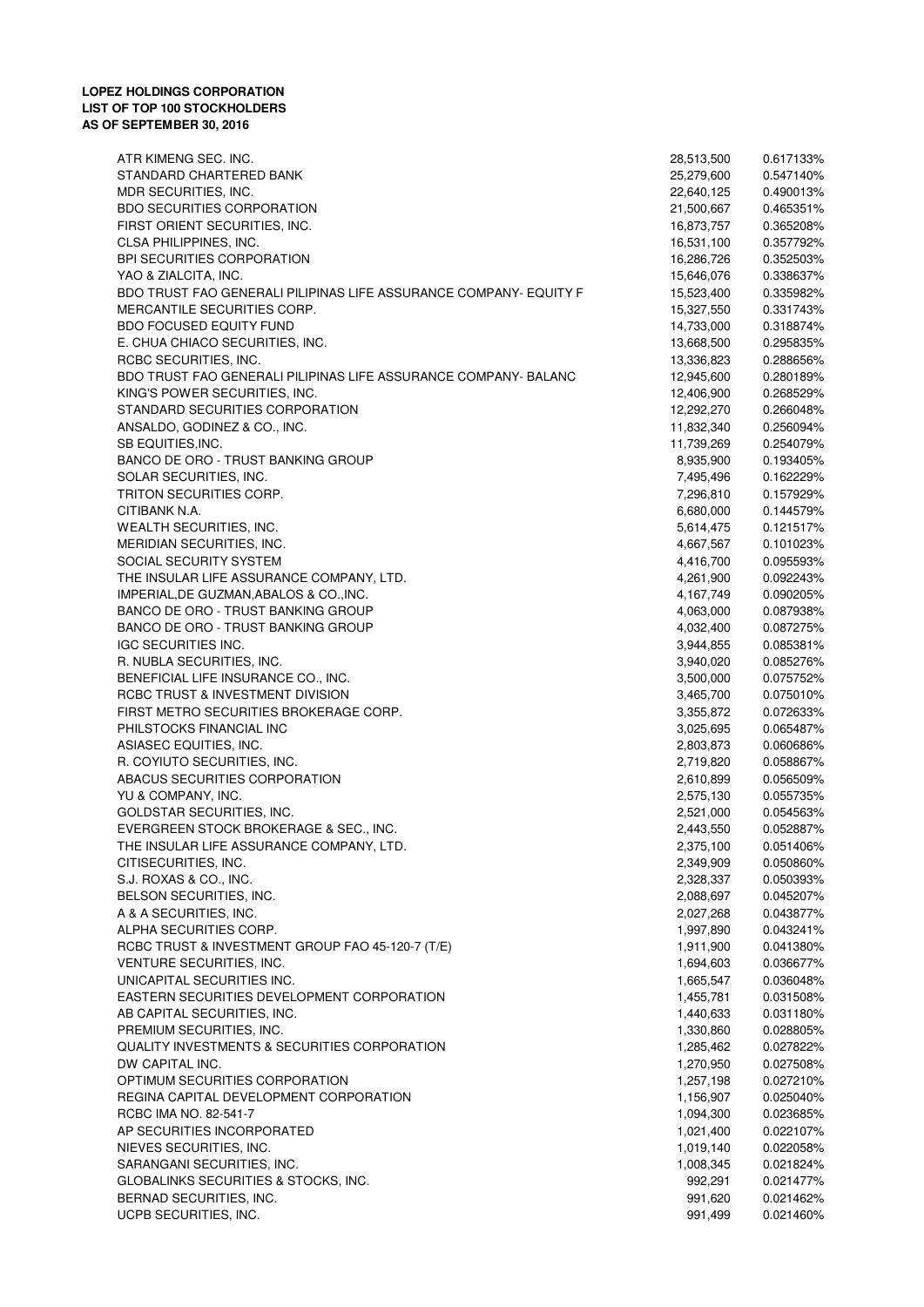**LOPEZ HOLDINGS CORPORATION**
**LIST OF TOP 100 STOCKHOLDERS**
**AS OF SEPTEMBER 30, 2016**

| | | |
|---|---|---|
| ATR KIMENG SEC. INC. | 28,513,500 | 0.617133% |
| STANDARD CHARTERED BANK | 25,279,600 | 0.547140% |
| MDR SECURITIES, INC. | 22,640,125 | 0.490013% |
| BDO SECURITIES CORPORATION | 21,500,667 | 0.465351% |
| FIRST ORIENT SECURITIES, INC. | 16,873,757 | 0.365208% |
| CLSA PHILIPPINES, INC. | 16,531,100 | 0.357792% |
| BPI SECURITIES CORPORATION | 16,286,726 | 0.352503% |
| YAO & ZIALCITA, INC. | 15,646,076 | 0.338637% |
| BDO TRUST FAO GENERALI PILIPINAS LIFE ASSURANCE COMPANY- EQUITY F | 15,523,400 | 0.335982% |
| MERCANTILE SECURITIES CORP. | 15,327,550 | 0.331743% |
| BDO FOCUSED EQUITY FUND | 14,733,000 | 0.318874% |
| E. CHUA CHIACO SECURITIES, INC. | 13,668,500 | 0.295835% |
| RCBC SECURITIES, INC. | 13,336,823 | 0.288656% |
| BDO TRUST FAO GENERALI PILIPINAS LIFE ASSURANCE COMPANY- BALANC | 12,945,600 | 0.280189% |
| KING'S POWER SECURITIES, INC. | 12,406,900 | 0.268529% |
| STANDARD SECURITIES CORPORATION | 12,292,270 | 0.266048% |
| ANSALDO, GODINEZ & CO., INC. | 11,832,340 | 0.256094% |
| SB EQUITIES,INC. | 11,739,269 | 0.254079% |
| BANCO DE ORO - TRUST BANKING GROUP | 8,935,900 | 0.193405% |
| SOLAR SECURITIES, INC. | 7,495,496 | 0.162229% |
| TRITON SECURITIES CORP. | 7,296,810 | 0.157929% |
| CITIBANK N.A. | 6,680,000 | 0.144579% |
| WEALTH SECURITIES, INC. | 5,614,475 | 0.121517% |
| MERIDIAN SECURITIES, INC. | 4,667,567 | 0.101023% |
| SOCIAL SECURITY SYSTEM | 4,416,700 | 0.095593% |
| THE INSULAR LIFE ASSURANCE COMPANY, LTD. | 4,261,900 | 0.092243% |
| IMPERIAL,DE GUZMAN,ABALOS & CO.,INC. | 4,167,749 | 0.090205% |
| BANCO DE ORO - TRUST BANKING GROUP | 4,063,000 | 0.087938% |
| BANCO DE ORO - TRUST BANKING GROUP | 4,032,400 | 0.087275% |
| IGC SECURITIES INC. | 3,944,855 | 0.085381% |
| R. NUBLA SECURITIES, INC. | 3,940,020 | 0.085276% |
| BENEFICIAL LIFE INSURANCE CO., INC. | 3,500,000 | 0.075752% |
| RCBC TRUST & INVESTMENT DIVISION | 3,465,700 | 0.075010% |
| FIRST METRO SECURITIES BROKERAGE CORP. | 3,355,872 | 0.072633% |
| PHILSTOCKS FINANCIAL INC | 3,025,695 | 0.065487% |
| ASIASEC EQUITIES, INC. | 2,803,873 | 0.060686% |
| R. COYIUTO SECURITIES, INC. | 2,719,820 | 0.058867% |
| ABACUS SECURITIES CORPORATION | 2,610,899 | 0.056509% |
| YU & COMPANY, INC. | 2,575,130 | 0.055735% |
| GOLDSTAR SECURITIES, INC. | 2,521,000 | 0.054563% |
| EVERGREEN STOCK BROKERAGE & SEC., INC. | 2,443,550 | 0.052887% |
| THE INSULAR LIFE ASSURANCE COMPANY, LTD. | 2,375,100 | 0.051406% |
| CITISECURITIES, INC. | 2,349,909 | 0.050860% |
| S.J. ROXAS & CO., INC. | 2,328,337 | 0.050393% |
| BELSON SECURITIES, INC. | 2,088,697 | 0.045207% |
| A & A SECURITIES, INC. | 2,027,268 | 0.043877% |
| ALPHA SECURITIES CORP. | 1,997,890 | 0.043241% |
| RCBC TRUST & INVESTMENT GROUP FAO 45-120-7 (T/E) | 1,911,900 | 0.041380% |
| VENTURE SECURITIES, INC. | 1,694,603 | 0.036677% |
| UNICAPITAL SECURITIES INC. | 1,665,547 | 0.036048% |
| EASTERN SECURITIES DEVELOPMENT CORPORATION | 1,455,781 | 0.031508% |
| AB CAPITAL SECURITIES, INC. | 1,440,633 | 0.031180% |
| PREMIUM SECURITIES, INC. | 1,330,860 | 0.028805% |
| QUALITY INVESTMENTS & SECURITIES CORPORATION | 1,285,462 | 0.027822% |
| DW CAPITAL INC. | 1,270,950 | 0.027508% |
| OPTIMUM SECURITIES CORPORATION | 1,257,198 | 0.027210% |
| REGINA CAPITAL DEVELOPMENT CORPORATION | 1,156,907 | 0.025040% |
| RCBC IMA NO. 82-541-7 | 1,094,300 | 0.023685% |
| AP SECURITIES INCORPORATED | 1,021,400 | 0.022107% |
| NIEVES SECURITIES, INC. | 1,019,140 | 0.022058% |
| SARANGANI SECURITIES, INC. | 1,008,345 | 0.021824% |
| GLOBALINKS SECURITIES & STOCKS, INC. | 992,291 | 0.021477% |
| BERNAD SECURITIES, INC. | 991,620 | 0.021462% |
| UCPB SECURITIES, INC. | 991,499 | 0.021460% |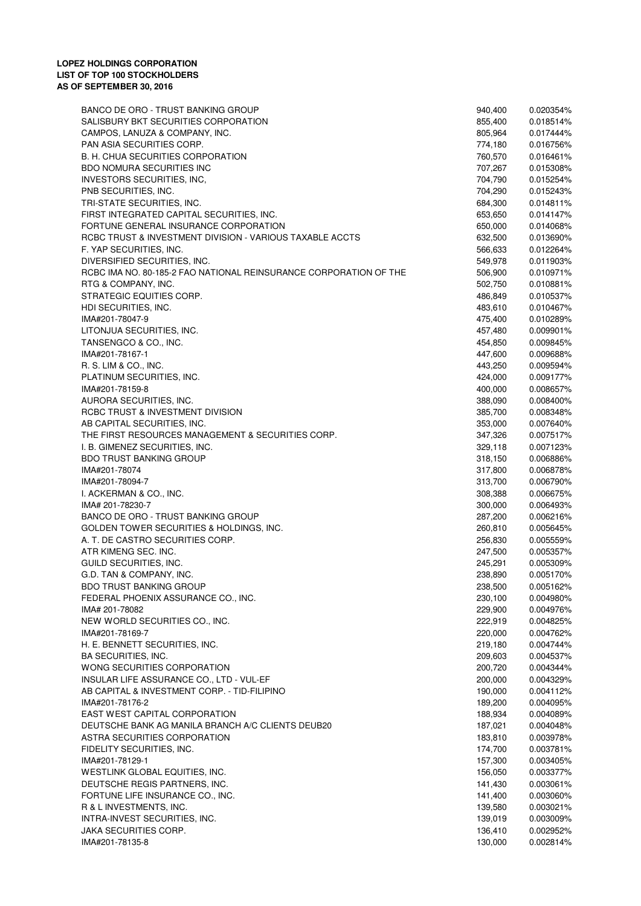**LOPEZ HOLDINGS CORPORATION**
**LIST OF TOP 100 STOCKHOLDERS**
**AS OF SEPTEMBER 30, 2016**

| | | |
|---|---|---|
| BANCO DE ORO - TRUST BANKING GROUP | 940,400 | 0.020354% |
| SALISBURY BKT SECURITIES CORPORATION | 855,400 | 0.018514% |
| CAMPOS, LANUZA & COMPANY, INC. | 805,964 | 0.017444% |
| PAN ASIA SECURITIES CORP. | 774,180 | 0.016756% |
| B. H. CHUA SECURITIES CORPORATION | 760,570 | 0.016461% |
| BDO NOMURA SECURITIES INC | 707,267 | 0.015308% |
| INVESTORS SECURITIES, INC, | 704,790 | 0.015254% |
| PNB SECURITIES, INC. | 704,290 | 0.015243% |
| TRI-STATE SECURITIES, INC. | 684,300 | 0.014811% |
| FIRST INTEGRATED CAPITAL SECURITIES, INC. | 653,650 | 0.014147% |
| FORTUNE GENERAL INSURANCE CORPORATION | 650,000 | 0.014068% |
| RCBC TRUST & INVESTMENT DIVISION - VARIOUS TAXABLE ACCTS | 632,500 | 0.013690% |
| F. YAP SECURITIES, INC. | 566,633 | 0.012264% |
| DIVERSIFIED SECURITIES, INC. | 549,978 | 0.011903% |
| RCBC IMA NO. 80-185-2 FAO NATIONAL REINSURANCE CORPORATION OF THE | 506,900 | 0.010971% |
| RTG & COMPANY, INC. | 502,750 | 0.010881% |
| STRATEGIC EQUITIES CORP. | 486,849 | 0.010537% |
| HDI SECURITIES, INC. | 483,610 | 0.010467% |
| IMA#201-78047-9 | 475,400 | 0.010289% |
| LITONJUA SECURITIES, INC. | 457,480 | 0.009901% |
| TANSENGCO & CO., INC. | 454,850 | 0.009845% |
| IMA#201-78167-1 | 447,600 | 0.009688% |
| R. S. LIM & CO., INC. | 443,250 | 0.009594% |
| PLATINUM SECURITIES, INC. | 424,000 | 0.009177% |
| IMA#201-78159-8 | 400,000 | 0.008657% |
| AURORA SECURITIES, INC. | 388,090 | 0.008400% |
| RCBC TRUST & INVESTMENT DIVISION | 385,700 | 0.008348% |
| AB CAPITAL SECURITIES, INC. | 353,000 | 0.007640% |
| THE FIRST RESOURCES MANAGEMENT & SECURITIES CORP. | 347,326 | 0.007517% |
| I. B. GIMENEZ SECURITIES, INC. | 329,118 | 0.007123% |
| BDO TRUST BANKING GROUP | 318,150 | 0.006886% |
| IMA#201-78074 | 317,800 | 0.006878% |
| IMA#201-78094-7 | 313,700 | 0.006790% |
| I. ACKERMAN & CO., INC. | 308,388 | 0.006675% |
| IMA# 201-78230-7 | 300,000 | 0.006493% |
| BANCO DE ORO - TRUST BANKING GROUP | 287,200 | 0.006216% |
| GOLDEN TOWER SECURITIES & HOLDINGS, INC. | 260,810 | 0.005645% |
| A. T. DE CASTRO SECURITIES CORP. | 256,830 | 0.005559% |
| ATR KIMENG SEC. INC. | 247,500 | 0.005357% |
| GUILD SECURITIES, INC. | 245,291 | 0.005309% |
| G.D. TAN & COMPANY, INC. | 238,890 | 0.005170% |
| BDO TRUST BANKING GROUP | 238,500 | 0.005162% |
| FEDERAL PHOENIX ASSURANCE CO., INC. | 230,100 | 0.004980% |
| IMA# 201-78082 | 229,900 | 0.004976% |
| NEW WORLD SECURITIES CO., INC. | 222,919 | 0.004825% |
| IMA#201-78169-7 | 220,000 | 0.004762% |
| H. E. BENNETT SECURITIES, INC. | 219,180 | 0.004744% |
| BA SECURITIES, INC. | 209,603 | 0.004537% |
| WONG SECURITIES CORPORATION | 200,720 | 0.004344% |
| INSULAR LIFE ASSURANCE CO., LTD - VUL-EF | 200,000 | 0.004329% |
| AB CAPITAL & INVESTMENT CORP. - TID-FILIPINO | 190,000 | 0.004112% |
| IMA#201-78176-2 | 189,200 | 0.004095% |
| EAST WEST CAPITAL CORPORATION | 188,934 | 0.004089% |
| DEUTSCHE BANK AG MANILA BRANCH A/C CLIENTS DEUB20 | 187,021 | 0.004048% |
| ASTRA SECURITIES CORPORATION | 183,810 | 0.003978% |
| FIDELITY SECURITIES, INC. | 174,700 | 0.003781% |
| IMA#201-78129-1 | 157,300 | 0.003405% |
| WESTLINK GLOBAL EQUITIES, INC. | 156,050 | 0.003377% |
| DEUTSCHE REGIS PARTNERS, INC. | 141,430 | 0.003061% |
| FORTUNE LIFE INSURANCE CO., INC. | 141,400 | 0.003060% |
| R & L INVESTMENTS, INC. | 139,580 | 0.003021% |
| INTRA-INVEST SECURITIES, INC. | 139,019 | 0.003009% |
| JAKA SECURITIES CORP. | 136,410 | 0.002952% |
| IMA#201-78135-8 | 130,000 | 0.002814% |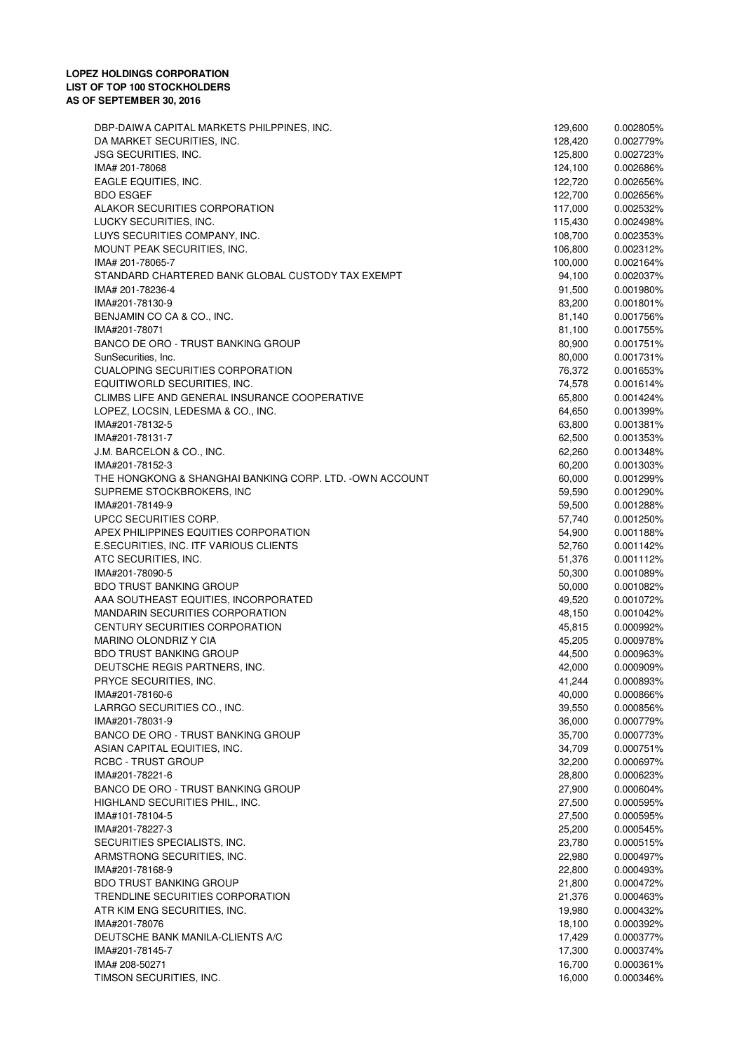**LOPEZ HOLDINGS CORPORATION**
**LIST OF TOP 100 STOCKHOLDERS**
**AS OF SEPTEMBER 30, 2016**

| | | |
|---|---|---|
| DBP-DAIWA CAPITAL MARKETS PHILPPINES, INC. | 129,600 | 0.002805% |
| DA MARKET SECURITIES, INC. | 128,420 | 0.002779% |
| JSG SECURITIES, INC. | 125,800 | 0.002723% |
| IMA# 201-78068 | 124,100 | 0.002686% |
| EAGLE EQUITIES, INC. | 122,720 | 0.002656% |
| BDO ESGEF | 122,700 | 0.002656% |
| ALAKOR SECURITIES CORPORATION | 117,000 | 0.002532% |
| LUCKY SECURITIES, INC. | 115,430 | 0.002498% |
| LUYS SECURITIES COMPANY, INC. | 108,700 | 0.002353% |
| MOUNT PEAK SECURITIES, INC. | 106,800 | 0.002312% |
| IMA# 201-78065-7 | 100,000 | 0.002164% |
| STANDARD CHARTERED BANK GLOBAL CUSTODY TAX EXEMPT | 94,100 | 0.002037% |
| IMA# 201-78236-4 | 91,500 | 0.001980% |
| IMA#201-78130-9 | 83,200 | 0.001801% |
| BENJAMIN CO CA & CO., INC. | 81,140 | 0.001756% |
| IMA#201-78071 | 81,100 | 0.001755% |
| BANCO DE ORO - TRUST BANKING GROUP | 80,900 | 0.001751% |
| SunSecurities, Inc. | 80,000 | 0.001731% |
| CUALOPING SECURITIES CORPORATION | 76,372 | 0.001653% |
| EQUITIWORLD SECURITIES, INC. | 74,578 | 0.001614% |
| CLIMBS LIFE AND GENERAL INSURANCE COOPERATIVE | 65,800 | 0.001424% |
| LOPEZ, LOCSIN, LEDESMA & CO., INC. | 64,650 | 0.001399% |
| IMA#201-78132-5 | 63,800 | 0.001381% |
| IMA#201-78131-7 | 62,500 | 0.001353% |
| J.M. BARCELON & CO., INC. | 62,260 | 0.001348% |
| IMA#201-78152-3 | 60,200 | 0.001303% |
| THE HONGKONG & SHANGHAI BANKING CORP. LTD. -OWN ACCOUNT | 60,000 | 0.001299% |
| SUPREME STOCKBROKERS, INC | 59,590 | 0.001290% |
| IMA#201-78149-9 | 59,500 | 0.001288% |
| UPCC SECURITIES CORP. | 57,740 | 0.001250% |
| APEX PHILIPPINES EQUITIES CORPORATION | 54,900 | 0.001188% |
| E.SECURITIES, INC. ITF VARIOUS CLIENTS | 52,760 | 0.001142% |
| ATC SECURITIES, INC. | 51,376 | 0.001112% |
| IMA#201-78090-5 | 50,300 | 0.001089% |
| BDO TRUST BANKING GROUP | 50,000 | 0.001082% |
| AAA SOUTHEAST EQUITIES, INCORPORATED | 49,520 | 0.001072% |
| MANDARIN SECURITIES CORPORATION | 48,150 | 0.001042% |
| CENTURY SECURITIES CORPORATION | 45,815 | 0.000992% |
| MARINO OLONDRIZ Y CIA | 45,205 | 0.000978% |
| BDO TRUST BANKING GROUP | 44,500 | 0.000963% |
| DEUTSCHE REGIS PARTNERS, INC. | 42,000 | 0.000909% |
| PRYCE SECURITIES, INC. | 41,244 | 0.000893% |
| IMA#201-78160-6 | 40,000 | 0.000866% |
| LARRGO SECURITIES CO., INC. | 39,550 | 0.000856% |
| IMA#201-78031-9 | 36,000 | 0.000779% |
| BANCO DE ORO - TRUST BANKING GROUP | 35,700 | 0.000773% |
| ASIAN CAPITAL EQUITIES, INC. | 34,709 | 0.000751% |
| RCBC - TRUST GROUP | 32,200 | 0.000697% |
| IMA#201-78221-6 | 28,800 | 0.000623% |
| BANCO DE ORO - TRUST BANKING GROUP | 27,900 | 0.000604% |
| HIGHLAND SECURITIES PHIL., INC. | 27,500 | 0.000595% |
| IMA#101-78104-5 | 27,500 | 0.000595% |
| IMA#201-78227-3 | 25,200 | 0.000545% |
| SECURITIES SPECIALISTS, INC. | 23,780 | 0.000515% |
| ARMSTRONG SECURITIES, INC. | 22,980 | 0.000497% |
| IMA#201-78168-9 | 22,800 | 0.000493% |
| BDO TRUST BANKING GROUP | 21,800 | 0.000472% |
| TRENDLINE SECURITIES CORPORATION | 21,376 | 0.000463% |
| ATR KIM ENG SECURITIES, INC. | 19,980 | 0.000432% |
| IMA#201-78076 | 18,100 | 0.000392% |
| DEUTSCHE BANK MANILA-CLIENTS A/C | 17,429 | 0.000377% |
| IMA#201-78145-7 | 17,300 | 0.000374% |
| IMA# 208-50271 | 16,700 | 0.000361% |
| TIMSON SECURITIES, INC. | 16,000 | 0.000346% |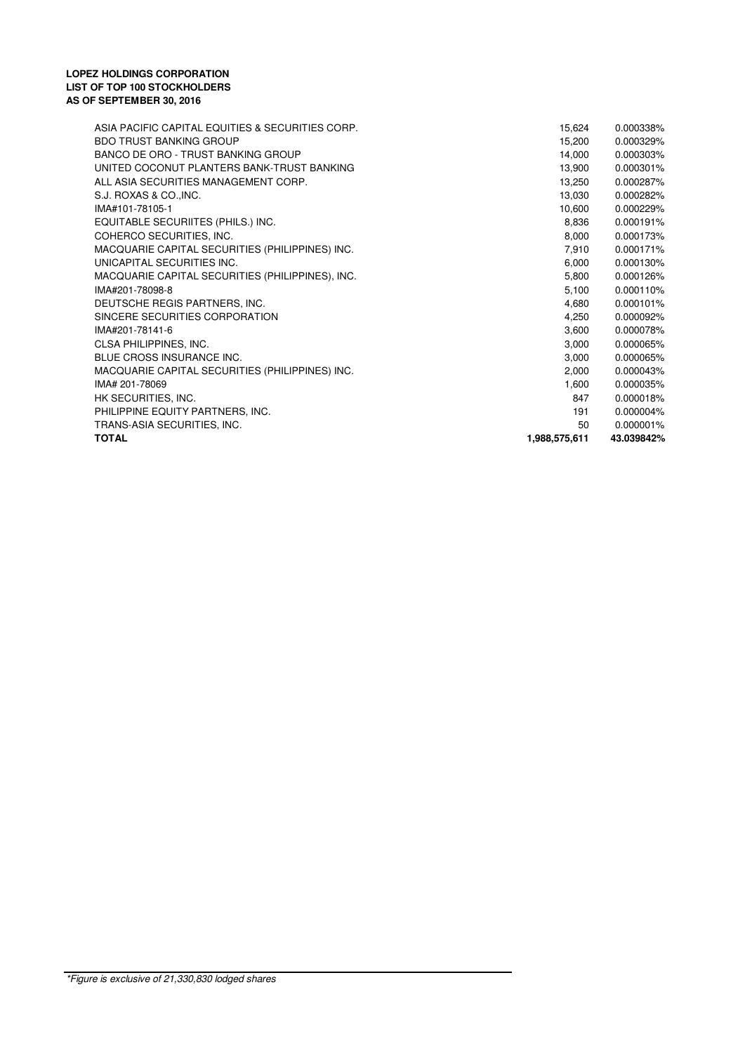**LOPEZ HOLDINGS CORPORATION**
**LIST OF TOP 100 STOCKHOLDERS**
**AS OF SEPTEMBER 30, 2016**

| | | |
|---|---|---|
| ASIA PACIFIC CAPITAL EQUITIES & SECURITIES CORP. | 15,624 | 0.000338% |
| BDO TRUST BANKING GROUP | 15,200 | 0.000329% |
| BANCO DE ORO - TRUST BANKING GROUP | 14,000 | 0.000303% |
| UNITED COCONUT PLANTERS BANK-TRUST BANKING | 13,900 | 0.000301% |
| ALL ASIA SECURITIES MANAGEMENT CORP. | 13,250 | 0.000287% |
| S.J. ROXAS & CO.,INC. | 13,030 | 0.000282% |
| IMA#101-78105-1 | 10,600 | 0.000229% |
| EQUITABLE SECURIITES (PHILS.) INC. | 8,836 | 0.000191% |
| COHERCO SECURITIES, INC. | 8,000 | 0.000173% |
| MACQUARIE CAPITAL SECURITIES (PHILIPPINES) INC. | 7,910 | 0.000171% |
| UNICAPITAL SECURITIES INC. | 6,000 | 0.000130% |
| MACQUARIE CAPITAL SECURITIES (PHILIPPINES), INC. | 5,800 | 0.000126% |
| IMA#201-78098-8 | 5,100 | 0.000110% |
| DEUTSCHE REGIS PARTNERS, INC. | 4,680 | 0.000101% |
| SINCERE SECURITIES CORPORATION | 4,250 | 0.000092% |
| IMA#201-78141-6 | 3,600 | 0.000078% |
| CLSA PHILIPPINES, INC. | 3,000 | 0.000065% |
| BLUE CROSS INSURANCE INC. | 3,000 | 0.000065% |
| MACQUARIE CAPITAL SECURITIES (PHILIPPINES) INC. | 2,000 | 0.000043% |
| IMA# 201-78069 | 1,600 | 0.000035% |
| HK SECURITIES, INC. | 847 | 0.000018% |
| PHILIPPINE EQUITY PARTNERS, INC. | 191 | 0.000004% |
| TRANS-ASIA SECURITIES, INC. | 50 | 0.000001% |
| **TOTAL** | **1,988,575,611** | **43.039842%** |

*\*Figure is exclusive of 21,330,830 lodged shares*